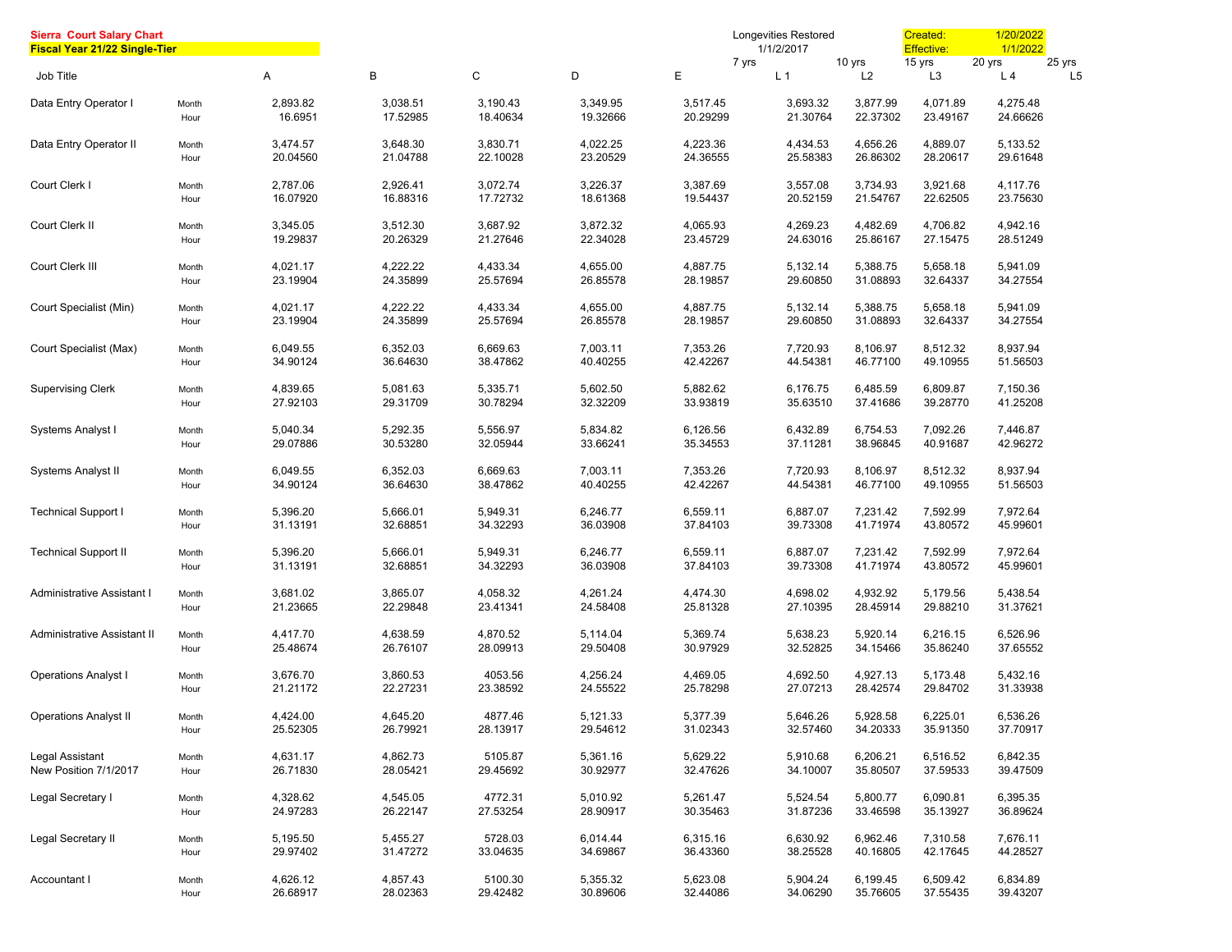**Sierra Court Salary Chart**
**Fiscal Year 21/22 Single-Tier**

Longevities Restored 1/1/2/2017

Created: 1/20/2022
Effective: 1/1/2022

| Job Title | | A | B | C | D | E | 7 yrs L 1 | 10 yrs L2 | 15 yrs L3 | 20 yrs L 4 | 25 yrs L5 |
|---|---|---|---|---|---|---|---|---|---|---|---|
| Data Entry Operator I | Month | 2,893.82 | 3,038.51 | 3,190.43 | 3,349.95 | 3,517.45 | 3,693.32 | 3,877.99 | 4,071.89 | 4,275.48 | |
| | Hour | 16.6951 | 17.52985 | 18.40634 | 19.32666 | 20.29299 | 21.30764 | 22.37302 | 23.49167 | 24.66626 | |
| Data Entry Operator II | Month | 3,474.57 | 3,648.30 | 3,830.71 | 4,022.25 | 4,223.36 | 4,434.53 | 4,656.26 | 4,889.07 | 5,133.52 | |
| | Hour | 20.04560 | 21.04788 | 22.10028 | 23.20529 | 24.36555 | 25.58383 | 26.86302 | 28.20617 | 29.61648 | |
| Court Clerk I | Month | 2,787.06 | 2,926.41 | 3,072.74 | 3,226.37 | 3,387.69 | 3,557.08 | 3,734.93 | 3,921.68 | 4,117.76 | |
| | Hour | 16.07920 | 16.88316 | 17.72732 | 18.61368 | 19.54437 | 20.52159 | 21.54767 | 22.62505 | 23.75630 | |
| Court Clerk II | Month | 3,345.05 | 3,512.30 | 3,687.92 | 3,872.32 | 4,065.93 | 4,269.23 | 4,482.69 | 4,706.82 | 4,942.16 | |
| | Hour | 19.29837 | 20.26329 | 21.27646 | 22.34028 | 23.45729 | 24.63016 | 25.86167 | 27.15475 | 28.51249 | |
| Court Clerk III | Month | 4,021.17 | 4,222.22 | 4,433.34 | 4,655.00 | 4,887.75 | 5,132.14 | 5,388.75 | 5,658.18 | 5,941.09 | |
| | Hour | 23.19904 | 24.35899 | 25.57694 | 26.85578 | 28.19857 | 29.60850 | 31.08893 | 32.64337 | 34.27554 | |
| Court Specialist (Min) | Month | 4,021.17 | 4,222.22 | 4,433.34 | 4,655.00 | 4,887.75 | 5,132.14 | 5,388.75 | 5,658.18 | 5,941.09 | |
| | Hour | 23.19904 | 24.35899 | 25.57694 | 26.85578 | 28.19857 | 29.60850 | 31.08893 | 32.64337 | 34.27554 | |
| Court Specialist (Max) | Month | 6,049.55 | 6,352.03 | 6,669.63 | 7,003.11 | 7,353.26 | 7,720.93 | 8,106.97 | 8,512.32 | 8,937.94 | |
| | Hour | 34.90124 | 36.64630 | 38.47862 | 40.40255 | 42.42267 | 44.54381 | 46.77100 | 49.10955 | 51.56503 | |
| Supervising Clerk | Month | 4,839.65 | 5,081.63 | 5,335.71 | 5,602.50 | 5,882.62 | 6,176.75 | 6,485.59 | 6,809.87 | 7,150.36 | |
| | Hour | 27.92103 | 29.31709 | 30.78294 | 32.32209 | 33.93819 | 35.63510 | 37.41686 | 39.28770 | 41.25208 | |
| Systems Analyst I | Month | 5,040.34 | 5,292.35 | 5,556.97 | 5,834.82 | 6,126.56 | 6,432.89 | 6,754.53 | 7,092.26 | 7,446.87 | |
| | Hour | 29.07886 | 30.53280 | 32.05944 | 33.66241 | 35.34553 | 37.11281 | 38.96845 | 40.91687 | 42.96272 | |
| Systems Analyst II | Month | 6,049.55 | 6,352.03 | 6,669.63 | 7,003.11 | 7,353.26 | 7,720.93 | 8,106.97 | 8,512.32 | 8,937.94 | |
| | Hour | 34.90124 | 36.64630 | 38.47862 | 40.40255 | 42.42267 | 44.54381 | 46.77100 | 49.10955 | 51.56503 | |
| Technical Support I | Month | 5,396.20 | 5,666.01 | 5,949.31 | 6,246.77 | 6,559.11 | 6,887.07 | 7,231.42 | 7,592.99 | 7,972.64 | |
| | Hour | 31.13191 | 32.68851 | 34.32293 | 36.03908 | 37.84103 | 39.73308 | 41.71974 | 43.80572 | 45.99601 | |
| Technical Support II | Month | 5,396.20 | 5,666.01 | 5,949.31 | 6,246.77 | 6,559.11 | 6,887.07 | 7,231.42 | 7,592.99 | 7,972.64 | |
| | Hour | 31.13191 | 32.68851 | 34.32293 | 36.03908 | 37.84103 | 39.73308 | 41.71974 | 43.80572 | 45.99601 | |
| Administrative Assistant I | Month | 3,681.02 | 3,865.07 | 4,058.32 | 4,261.24 | 4,474.30 | 4,698.02 | 4,932.92 | 5,179.56 | 5,438.54 | |
| | Hour | 21.23665 | 22.29848 | 23.41341 | 24.58408 | 25.81328 | 27.10395 | 28.45914 | 29.88210 | 31.37621 | |
| Administrative Assistant II | Month | 4,417.70 | 4,638.59 | 4,870.52 | 5,114.04 | 5,369.74 | 5,638.23 | 5,920.14 | 6,216.15 | 6,526.96 | |
| | Hour | 25.48674 | 26.76107 | 28.09913 | 29.50408 | 30.97929 | 32.52825 | 34.15466 | 35.86240 | 37.65552 | |
| Operations Analyst I | Month | 3,676.70 | 3,860.53 | 4053.56 | 4,256.24 | 4,469.05 | 4,692.50 | 4,927.13 | 5,173.48 | 5,432.16 | |
| | Hour | 21.21172 | 22.27231 | 23.38592 | 24.55522 | 25.78298 | 27.07213 | 28.42574 | 29.84702 | 31.33938 | |
| Operations Analyst II | Month | 4,424.00 | 4,645.20 | 4877.46 | 5,121.33 | 5,377.39 | 5,646.26 | 5,928.58 | 6,225.01 | 6,536.26 | |
| | Hour | 25.52305 | 26.79921 | 28.13917 | 29.54612 | 31.02343 | 32.57460 | 34.20333 | 35.91350 | 37.70917 | |
| Legal Assistant | Month | 4,631.17 | 4,862.73 | 5105.87 | 5,361.16 | 5,629.22 | 5,910.68 | 6,206.21 | 6,516.52 | 6,842.35 | |
| New Position 7/1/2017 | Hour | 26.71830 | 28.05421 | 29.45692 | 30.92977 | 32.47626 | 34.10007 | 35.80507 | 37.59533 | 39.47509 | |
| Legal Secretary I | Month | 4,328.62 | 4,545.05 | 4772.31 | 5,010.92 | 5,261.47 | 5,524.54 | 5,800.77 | 6,090.81 | 6,395.35 | |
| | Hour | 24.97283 | 26.22147 | 27.53254 | 28.90917 | 30.35463 | 31.87236 | 33.46598 | 35.13927 | 36.89624 | |
| Legal Secretary II | Month | 5,195.50 | 5,455.27 | 5728.03 | 6,014.44 | 6,315.16 | 6,630.92 | 6,962.46 | 7,310.58 | 7,676.11 | |
| | Hour | 29.97402 | 31.47272 | 33.04635 | 34.69867 | 36.43360 | 38.25528 | 40.16805 | 42.17645 | 44.28527 | |
| Accountant I | Month | 4,626.12 | 4,857.43 | 5100.30 | 5,355.32 | 5,623.08 | 5,904.24 | 6,199.45 | 6,509.42 | 6,834.89 | |
| | Hour | 26.68917 | 28.02363 | 29.42482 | 30.89606 | 32.44086 | 34.06290 | 35.76605 | 37.55435 | 39.43207 | |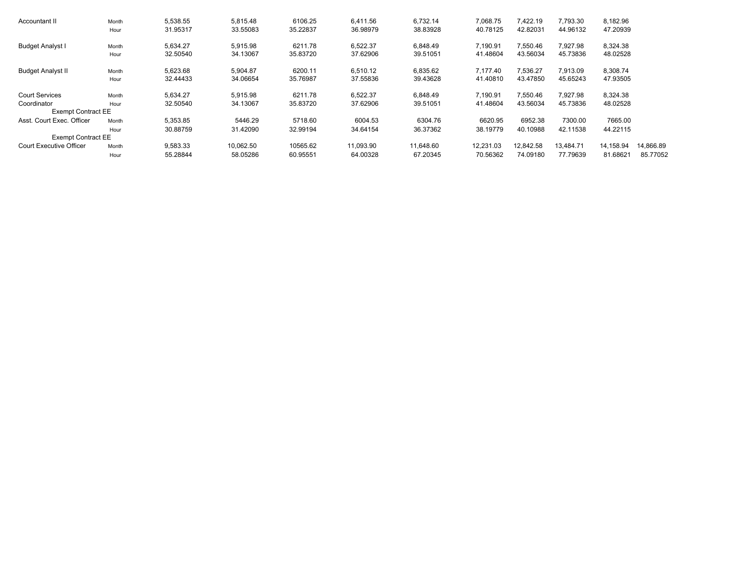| | | | | | | | | | | | |
|---|---|---|---|---|---|---|---|---|---|---|---|
| Accountant II | Month | 5,538.55 | 5,815.48 | 6106.25 | 6,411.56 | 6,732.14 | 7,068.75 | 7,422.19 | 7,793.30 | 8,182.96 | |
| | Hour | 31.95317 | 33.55083 | 35.22837 | 36.98979 | 38.83928 | 40.78125 | 42.82031 | 44.96132 | 47.20939 | |
| Budget Analyst I | Month | 5,634.27 | 5,915.98 | 6211.78 | 6,522.37 | 6,848.49 | 7,190.91 | 7,550.46 | 7,927.98 | 8,324.38 | |
| | Hour | 32.50540 | 34.13067 | 35.83720 | 37.62906 | 39.51051 | 41.48604 | 43.56034 | 45.73836 | 48.02528 | |
| Budget Analyst II | Month | 5,623.68 | 5,904.87 | 6200.11 | 6,510.12 | 6,835.62 | 7,177.40 | 7,536.27 | 7,913.09 | 8,308.74 | |
| | Hour | 32.44433 | 34.06654 | 35.76987 | 37.55836 | 39.43628 | 41.40810 | 43.47850 | 45.65243 | 47.93505 | |
| Court Services | Month | 5,634.27 | 5,915.98 | 6211.78 | 6,522.37 | 6,848.49 | 7,190.91 | 7,550.46 | 7,927.98 | 8,324.38 | |
| Coordinator | Hour | 32.50540 | 34.13067 | 35.83720 | 37.62906 | 39.51051 | 41.48604 | 43.56034 | 45.73836 | 48.02528 | |
| Exempt Contract EE | | | | | | | | | | | |
| Asst. Court Exec. Officer | Month | 5,353.85 | 5446.29 | 5718.60 | 6004.53 | 6304.76 | 6620.95 | 6952.38 | 7300.00 | 7665.00 | |
| | Hour | 30.88759 | 31.42090 | 32.99194 | 34.64154 | 36.37362 | 38.19779 | 40.10988 | 42.11538 | 44.22115 | |
| Exempt Contract EE | | | | | | | | | | | |
| Court Executive Officer | Month | 9,583.33 | 10,062.50 | 10565.62 | 11,093.90 | 11,648.60 | 12,231.03 | 12,842.58 | 13,484.71 | 14,158.94 | 14,866.89 |
| | Hour | 55.28844 | 58.05286 | 60.95551 | 64.00328 | 67.20345 | 70.56362 | 74.09180 | 77.79639 | 81.68621 | 85.77052 |